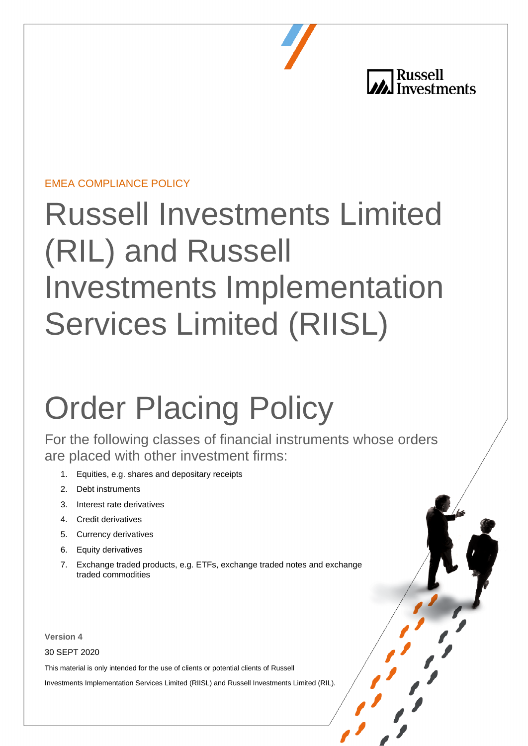EMEA COMPLIANCE POLICY

# Russell Investments Limited (RIL) and Russell Investments Implementation Services Limited (RIISL)

# Order Placing Policy

## For the following classes of financial instruments whose orders are placed with other investment firms:

1. Equities, e.g. shares and depositary receipts
2. Debt instruments
3. Interest rate derivatives
4. Credit derivatives
5. Currency derivatives
6. Equity derivatives
7. Exchange traded products, e.g. ETFs, exchange traded notes and exchange traded commodities

**Version 4**

30 SEPT 2020

This material is only intended for the use of clients or potential clients of Russell Investments Implementation Services Limited (RIISL) and Russell Investments Limited (RIL).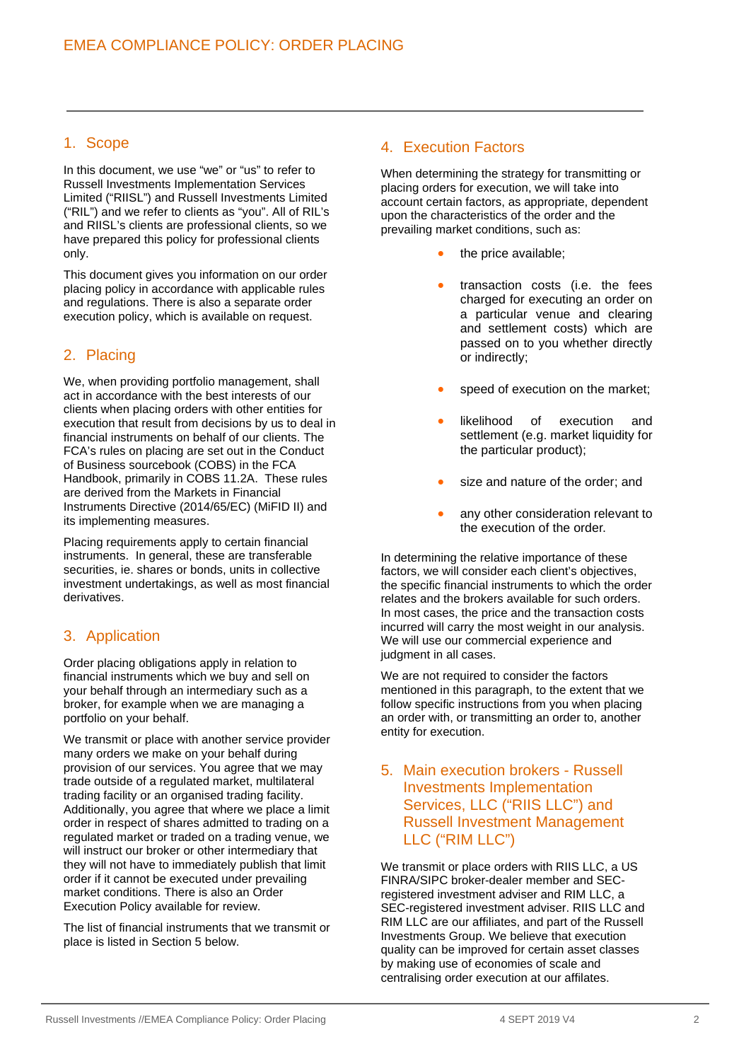# EMEA COMPLIANCE POLICY: ORDER PLACING

## 1. Scope

In this document, we use "we" or "us" to refer to Russell Investments Implementation Services Limited ("RIISL") and Russell Investments Limited ("RIL") and we refer to clients as "you". All of RIL's and RIISL's clients are professional clients, so we have prepared this policy for professional clients only.

This document gives you information on our order placing policy in accordance with applicable rules and regulations. There is also a separate order execution policy, which is available on request.

## 2. Placing

We, when providing portfolio management, shall act in accordance with the best interests of our clients when placing orders with other entities for execution that result from decisions by us to deal in financial instruments on behalf of our clients. The FCA's rules on placing are set out in the Conduct of Business sourcebook (COBS) in the FCA Handbook, primarily in COBS 11.2A. These rules are derived from the Markets in Financial Instruments Directive (2014/65/EC) (MiFID II) and its implementing measures.

Placing requirements apply to certain financial instruments. In general, these are transferable securities, ie. shares or bonds, units in collective investment undertakings, as well as most financial derivatives.

## 3. Application

Order placing obligations apply in relation to financial instruments which we buy and sell on your behalf through an intermediary such as a broker, for example when we are managing a portfolio on your behalf.

We transmit or place with another service provider many orders we make on your behalf during provision of our services. You agree that we may trade outside of a regulated market, multilateral trading facility or an organised trading facility. Additionally, you agree that where we place a limit order in respect of shares admitted to trading on a regulated market or traded on a trading venue, we will instruct our broker or other intermediary that they will not have to immediately publish that limit order if it cannot be executed under prevailing market conditions. There is also an Order Execution Policy available for review.

The list of financial instruments that we transmit or place is listed in Section 5 below.

## 4. Execution Factors

When determining the strategy for transmitting or placing orders for execution, we will take into account certain factors, as appropriate, dependent upon the characteristics of the order and the prevailing market conditions, such as:

- the price available;
- transaction costs (i.e. the fees charged for executing an order on a particular venue and clearing and settlement costs) which are passed on to you whether directly or indirectly;
- speed of execution on the market;
- likelihood of execution and settlement (e.g. market liquidity for the particular product);
- size and nature of the order; and
- any other consideration relevant to the execution of the order.

In determining the relative importance of these factors, we will consider each client's objectives, the specific financial instruments to which the order relates and the brokers available for such orders. In most cases, the price and the transaction costs incurred will carry the most weight in our analysis. We will use our commercial experience and judgment in all cases.

We are not required to consider the factors mentioned in this paragraph, to the extent that we follow specific instructions from you when placing an order with, or transmitting an order to, another entity for execution.

## 5. Main execution brokers - Russell Investments Implementation Services, LLC ("RIIS LLC") and Russell Investment Management LLC ("RIM LLC")

We transmit or place orders with RIIS LLC, a US FINRA/SIPC broker-dealer member and SEC-registered investment adviser and RIM LLC, a SEC-registered investment adviser. RIIS LLC and RIM LLC are our affiliates, and part of the Russell Investments Group. We believe that execution quality can be improved for certain asset classes by making use of economies of scale and centralising order execution at our affilates.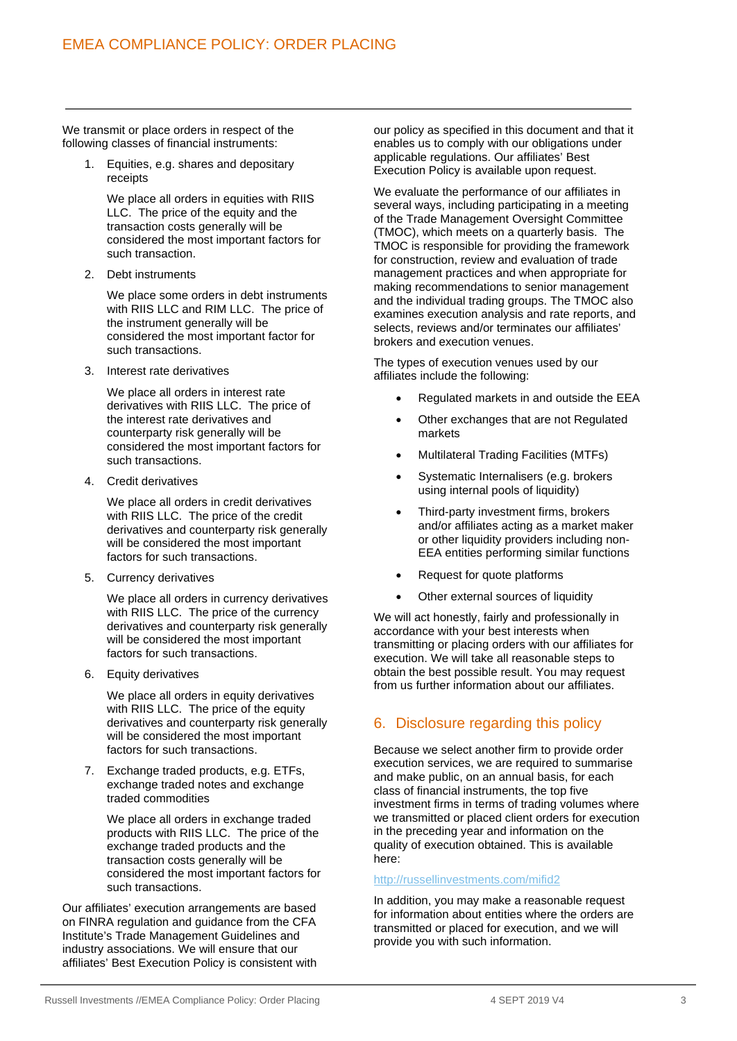We transmit or place orders in respect of the following classes of financial instruments:

1. Equities, e.g. shares and depositary receipts

   We place all orders in equities with RIIS LLC. The price of the equity and the transaction costs generally will be considered the most important factors for such transaction.

2. Debt instruments

   We place some orders in debt instruments with RIIS LLC and RIM LLC. The price of the instrument generally will be considered the most important factor for such transactions.

3. Interest rate derivatives

   We place all orders in interest rate derivatives with RIIS LLC. The price of the interest rate derivatives and counterparty risk generally will be considered the most important factors for such transactions.

4. Credit derivatives

   We place all orders in credit derivatives with RIIS LLC. The price of the credit derivatives and counterparty risk generally will be considered the most important factors for such transactions.

5. Currency derivatives

   We place all orders in currency derivatives with RIIS LLC. The price of the currency derivatives and counterparty risk generally will be considered the most important factors for such transactions.

6. Equity derivatives

   We place all orders in equity derivatives with RIIS LLC. The price of the equity derivatives and counterparty risk generally will be considered the most important factors for such transactions.

7. Exchange traded products, e.g. ETFs, exchange traded notes and exchange traded commodities

   We place all orders in exchange traded products with RIIS LLC. The price of the exchange traded products and the transaction costs generally will be considered the most important factors for such transactions.

Our affiliates' execution arrangements are based on FINRA regulation and guidance from the CFA Institute's Trade Management Guidelines and industry associations. We will ensure that our affiliates' Best Execution Policy is consistent with our policy as specified in this document and that it enables us to comply with our obligations under applicable regulations. Our affiliates' Best Execution Policy is available upon request.

We evaluate the performance of our affiliates in several ways, including participating in a meeting of the Trade Management Oversight Committee (TMOC), which meets on a quarterly basis. The TMOC is responsible for providing the framework for construction, review and evaluation of trade management practices and when appropriate for making recommendations to senior management and the individual trading groups. The TMOC also examines execution analysis and rate reports, and selects, reviews and/or terminates our affiliates' brokers and execution venues.

The types of execution venues used by our affiliates include the following:

- Regulated markets in and outside the EEA
- Other exchanges that are not Regulated markets
- Multilateral Trading Facilities (MTFs)
- Systematic Internalisers (e.g. brokers using internal pools of liquidity)
- Third-party investment firms, brokers and/or affiliates acting as a market maker or other liquidity providers including non-EEA entities performing similar functions
- Request for quote platforms
- Other external sources of liquidity

We will act honestly, fairly and professionally in accordance with your best interests when transmitting or placing orders with our affiliates for execution. We will take all reasonable steps to obtain the best possible result. You may request from us further information about our affiliates.

## 6. Disclosure regarding this policy

Because we select another firm to provide order execution services, we are required to summarise and make public, on an annual basis, for each class of financial instruments, the top five investment firms in terms of trading volumes where we transmitted or placed client orders for execution in the preceding year and information on the quality of execution obtained. This is available here:

http://russellinvestments.com/mifid2

In addition, you may make a reasonable request for information about entities where the orders are transmitted or placed for execution, and we will provide you with such information.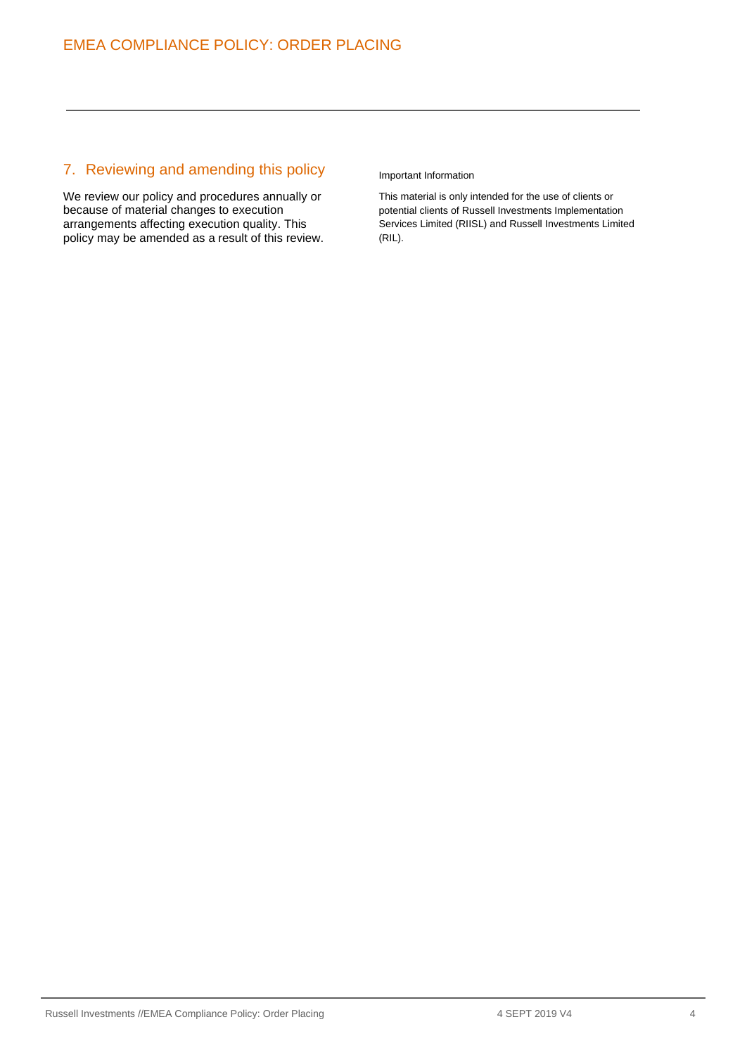## 7. Reviewing and amending this policy

We review our policy and procedures annually or because of material changes to execution arrangements affecting execution quality. This policy may be amended as a result of this review.

Important Information

This material is only intended for the use of clients or potential clients of Russell Investments Implementation Services Limited (RIISL) and Russell Investments Limited (RIL).